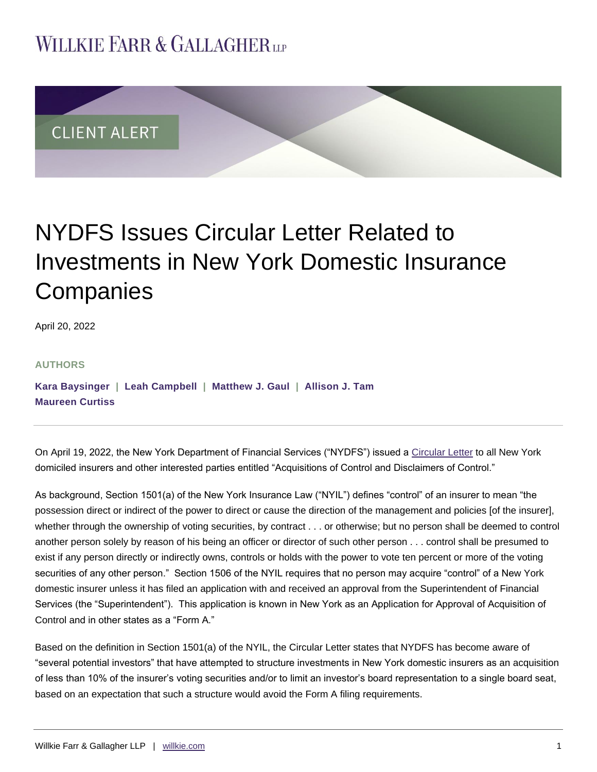# WILLKIE FARR & GALLAGHER LLP

CLIENT ALERT

# NYDFS Issues Circular Letter Related to Investments in New York Domestic Insurance Companies

April 20, 2022

**AUTHORS**

**Kara Baysinger | Leah Campbell | Matthew J. Gaul | Allison J. Tam**
**Maureen Curtiss**

On April 19, 2022, the New York Department of Financial Services ("NYDFS") issued a Circular Letter to all New York domiciled insurers and other interested parties entitled "Acquisitions of Control and Disclaimers of Control."

As background, Section 1501(a) of the New York Insurance Law ("NYIL") defines "control" of an insurer to mean "the possession direct or indirect of the power to direct or cause the direction of the management and policies [of the insurer], whether through the ownership of voting securities, by contract . . . or otherwise; but no person shall be deemed to control another person solely by reason of his being an officer or director of such other person . . . control shall be presumed to exist if any person directly or indirectly owns, controls or holds with the power to vote ten percent or more of the voting securities of any other person." Section 1506 of the NYIL requires that no person may acquire "control" of a New York domestic insurer unless it has filed an application with and received an approval from the Superintendent of Financial Services (the "Superintendent"). This application is known in New York as an Application for Approval of Acquisition of Control and in other states as a "Form A."

Based on the definition in Section 1501(a) of the NYIL, the Circular Letter states that NYDFS has become aware of "several potential investors" that have attempted to structure investments in New York domestic insurers as an acquisition of less than 10% of the insurer's voting securities and/or to limit an investor's board representation to a single board seat, based on an expectation that such a structure would avoid the Form A filing requirements.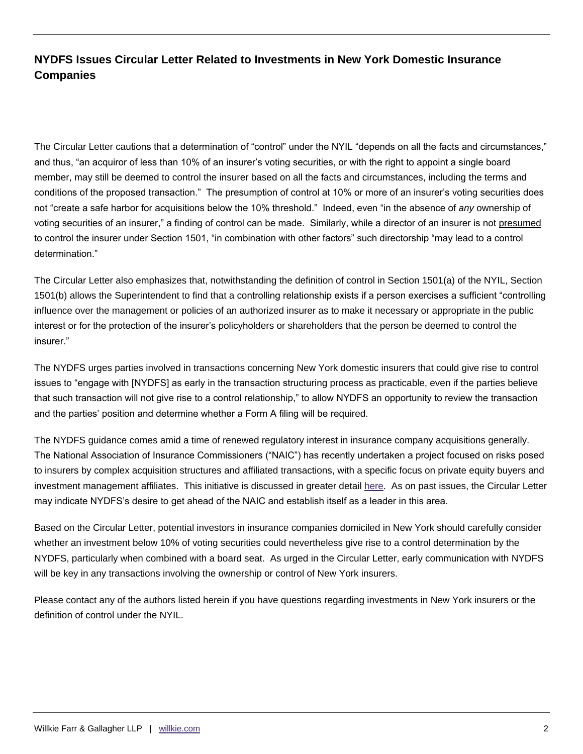**NYDFS Issues Circular Letter Related to Investments in New York Domestic Insurance Companies**

The Circular Letter cautions that a determination of "control" under the NYIL "depends on all the facts and circumstances," and thus, "an acquiror of less than 10% of an insurer's voting securities, or with the right to appoint a single board member, may still be deemed to control the insurer based on all the facts and circumstances, including the terms and conditions of the proposed transaction." The presumption of control at 10% or more of an insurer's voting securities does not "create a safe harbor for acquisitions below the 10% threshold." Indeed, even "in the absence of *any* ownership of voting securities of an insurer," a finding of control can be made. Similarly, while a director of an insurer is not presumed to control the insurer under Section 1501, "in combination with other factors" such directorship "may lead to a control determination."

The Circular Letter also emphasizes that, notwithstanding the definition of control in Section 1501(a) of the NYIL, Section 1501(b) allows the Superintendent to find that a controlling relationship exists if a person exercises a sufficient "controlling influence over the management or policies of an authorized insurer as to make it necessary or appropriate in the public interest or for the protection of the insurer's policyholders or shareholders that the person be deemed to control the insurer."

The NYDFS urges parties involved in transactions concerning New York domestic insurers that could give rise to control issues to "engage with [NYDFS] as early in the transaction structuring process as practicable, even if the parties believe that such transaction will not give rise to a control relationship," to allow NYDFS an opportunity to review the transaction and the parties' position and determine whether a Form A filing will be required.

The NYDFS guidance comes amid a time of renewed regulatory interest in insurance company acquisitions generally. The National Association of Insurance Commissioners ("NAIC") has recently undertaken a project focused on risks posed to insurers by complex acquisition structures and affiliated transactions, with a specific focus on private equity buyers and investment management affiliates. This initiative is discussed in greater detail here. As on past issues, the Circular Letter may indicate NYDFS's desire to get ahead of the NAIC and establish itself as a leader in this area.

Based on the Circular Letter, potential investors in insurance companies domiciled in New York should carefully consider whether an investment below 10% of voting securities could nevertheless give rise to a control determination by the NYDFS, particularly when combined with a board seat. As urged in the Circular Letter, early communication with NYDFS will be key in any transactions involving the ownership or control of New York insurers.

Please contact any of the authors listed herein if you have questions regarding investments in New York insurers or the definition of control under the NYIL.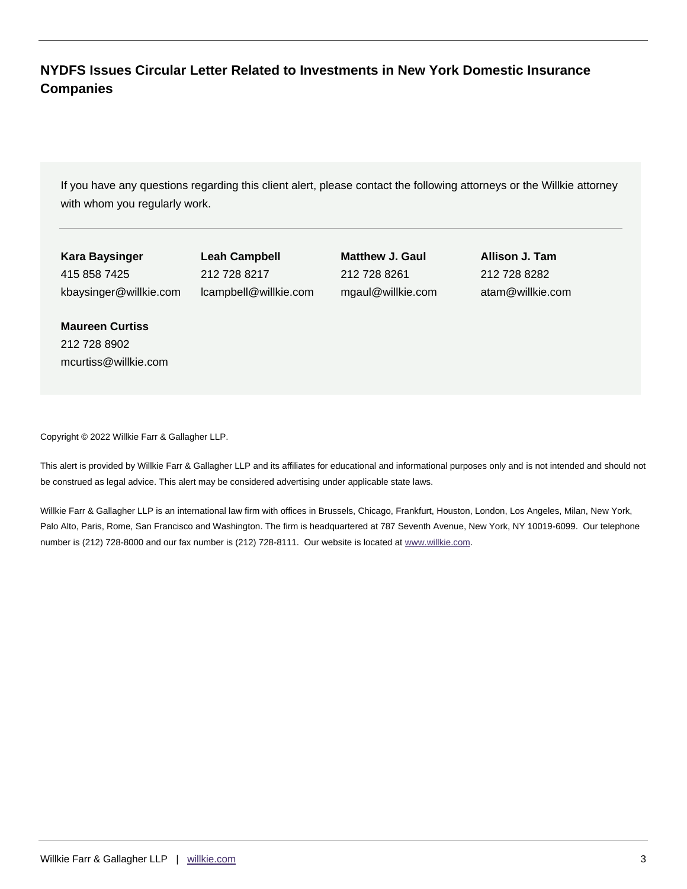**NYDFS Issues Circular Letter Related to Investments in New York Domestic Insurance Companies**

If you have any questions regarding this client alert, please contact the following attorneys or the Willkie attorney with whom you regularly work.

**Kara Baysinger**
415 858 7425
kbaysinger@willkie.com

**Leah Campbell**
212 728 8217
lcampbell@willkie.com

**Matthew J. Gaul**
212 728 8261
mgaul@willkie.com

**Allison J. Tam**
212 728 8282
atam@willkie.com

**Maureen Curtiss**
212 728 8902
mcurtiss@willkie.com

Copyright © 2022 Willkie Farr & Gallagher LLP.

This alert is provided by Willkie Farr & Gallagher LLP and its affiliates for educational and informational purposes only and is not intended and should not be construed as legal advice. This alert may be considered advertising under applicable state laws.

Willkie Farr & Gallagher LLP is an international law firm with offices in Brussels, Chicago, Frankfurt, Houston, London, Los Angeles, Milan, New York, Palo Alto, Paris, Rome, San Francisco and Washington. The firm is headquartered at 787 Seventh Avenue, New York, NY 10019-6099. Our telephone number is (212) 728-8000 and our fax number is (212) 728-8111. Our website is located at www.willkie.com.